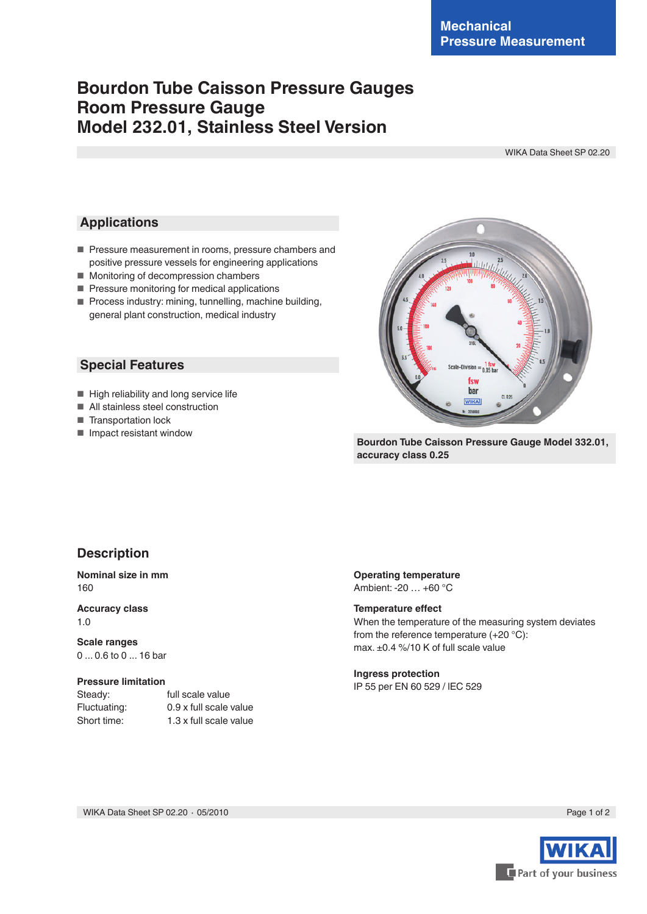Mechanical
Pressure Measurement

# Bourdon Tube Caisson Pressure Gauges
# Room Pressure Gauge
# Model 232.01, Stainless Steel Version

WIKA Data Sheet SP 02.20

## Applications

- Pressure measurement in rooms, pressure chambers and positive pressure vessels for engineering applications
- Monitoring of decompression chambers
- Pressure monitoring for medical applications
- Process industry: mining, tunnelling, machine building, general plant construction, medical industry

## Special Features

- High reliability and long service life
- All stainless steel construction
- Transportation lock
- Impact resistant window

**Bourdon Tube Caisson Pressure Gauge Model 332.01, accuracy class 0.25**

## Description

**Nominal size in mm**
160

**Accuracy class**
1.0

**Scale ranges**
0 ... 0.6 to 0 ... 16 bar

**Pressure limitation**

| | |
|---|---|
| Steady: | full scale value |
| Fluctuating: | 0.9 x full scale value |
| Short time: | 1.3 x full scale value |

**Operating temperature**
Ambient: -20 … +60 °C

**Temperature effect**
When the temperature of the measuring system deviates from the reference temperature (+20 °C):
max. ±0.4 %/10 K of full scale value

**Ingress protection**
IP 55 per EN 60 529 / lEC 529

WIKA Data Sheet SP 02.20 · 05/2010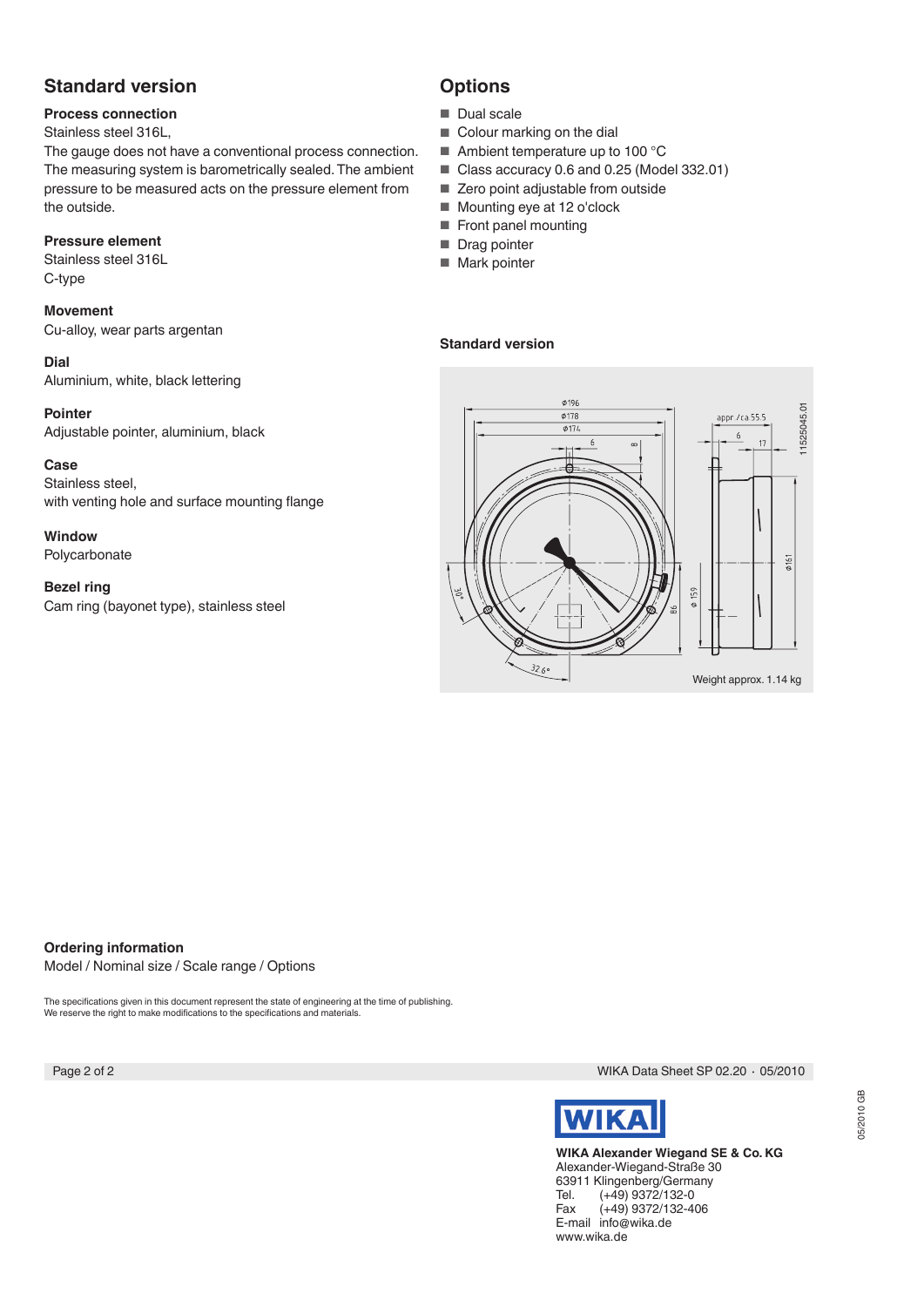## Standard version

**Process connection**
Stainless steel 316L,
The gauge does not have a conventional process connection. The measuring system is barometrically sealed. The ambient pressure to be measured acts on the pressure element from the outside.

**Pressure element**
Stainless steel 316L
C-type

**Movement**
Cu-alloy, wear parts argentan

**Dial**
Aluminium, white, black lettering

**Pointer**
Adjustable pointer, aluminium, black

**Case**
Stainless steel,
with venting hole and surface mounting flange

**Window**
Polycarbonate

**Bezel ring**
Cam ring (bayonet type), stainless steel

## Options

- Dual scale
- Colour marking on the dial
- Ambient temperature up to 100 °C
- Class accuracy 0.6 and 0.25 (Model 332.01)
- Zero point adjustable from outside
- Mounting eye at 12 o'clock
- Front panel mounting
- Drag pointer
- Mark pointer

**Standard version**

ø196
ø178
ø174
6
8
appr./ca 55.5
6
17
11525045.01
ø161
ø159
86
30°
32.6°

Weight approx. 1.14 kg

**Ordering information**
Model / Nominal size / Scale range / Options

The specifications given in this document represent the state of engineering at the time of publishing.
We reserve the right to make modifications to the specifications and materials.

WIKA Data Sheet SP 02.20 · 05/2010

**WIKA Alexander Wiegand SE & Co. KG**
Alexander-Wiegand-Straße 30
63911 Klingenberg/Germany
Tel. (+49) 9372/132-0
Fax (+49) 9372/132-406
E-mail info@wika.de
www.wika.de

05/2010 GB